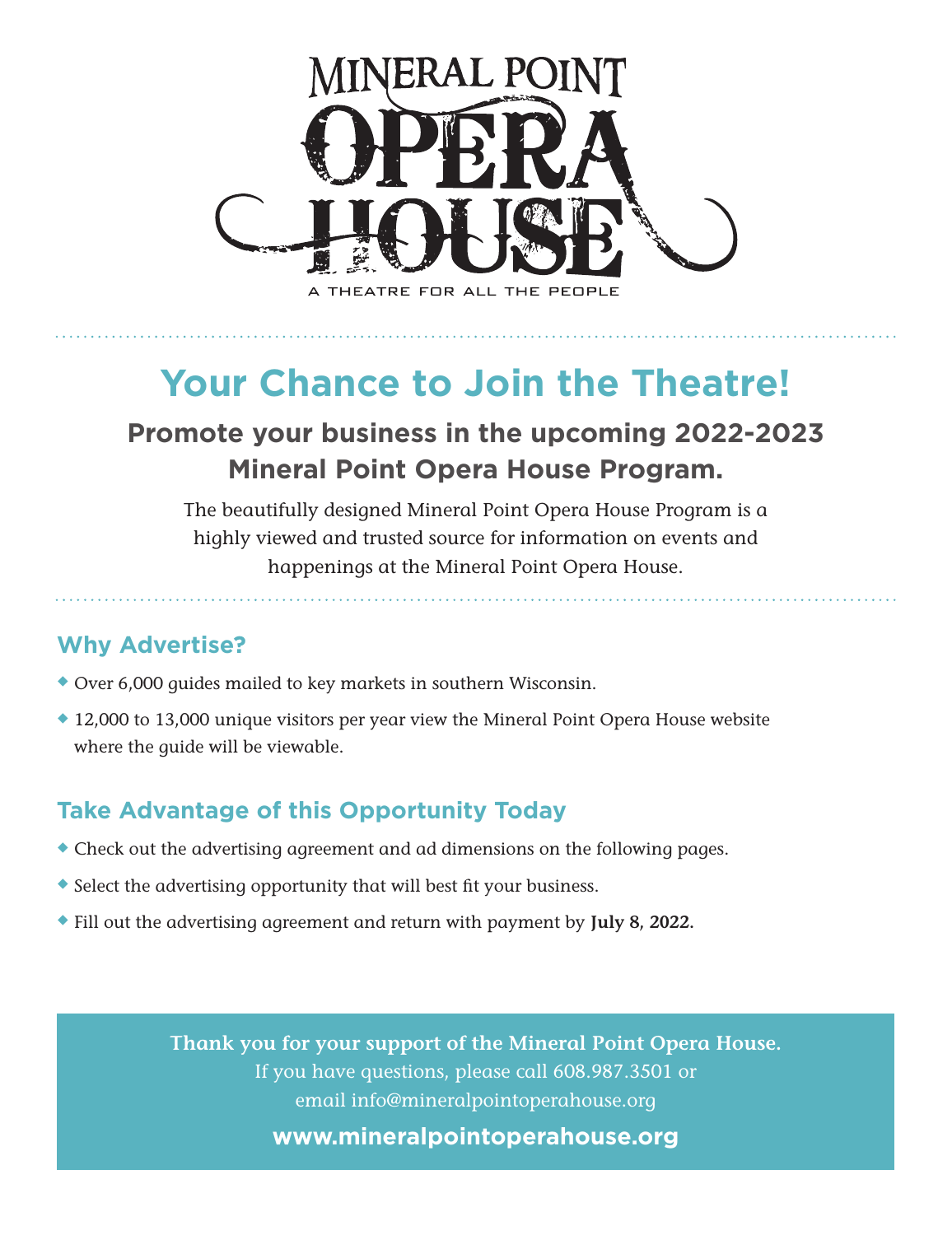MINERAL POINT

# OPERA HOUSE

A THEATRE FOR ALL THE PEOPLE

# Your Chance to Join the Theatre!

## Promote your business in the upcoming 2022-2023 Mineral Point Opera House Program.

The beautifully designed Mineral Point Opera House Program is a highly viewed and trusted source for information on events and happenings at the Mineral Point Opera House.

### Why Advertise?

- Over 6,000 guides mailed to key markets in southern Wisconsin.
- 12,000 to 13,000 unique visitors per year view the Mineral Point Opera House website where the guide will be viewable.

### Take Advantage of this Opportunity Today

- Check out the advertising agreement and ad dimensions on the following pages.
- Select the advertising opportunity that will best fit your business.
- Fill out the advertising agreement and return with payment by **July 8, 2022.**

**Thank you for your support of the Mineral Point Opera House.**
If you have questions, please call 608.987.3501 or email info@mineralpointoperahouse.org

**www.mineralpointoperahouse.org**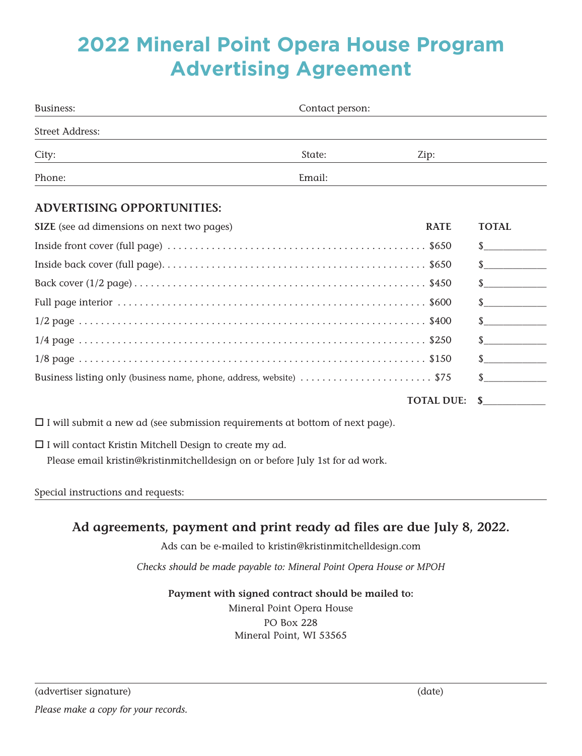# 2022 Mineral Point Opera House Program Advertising Agreement

Business: \_\_\_\_\_\_\_\_\_\_\_\_ Contact person: \_\_\_\_\_\_\_\_\_\_\_\_

Street Address: \_\_\_\_\_\_\_\_\_\_\_\_

City: \_\_\_\_\_\_\_\_\_\_\_\_ State: \_\_\_\_\_\_ Zip: \_\_\_\_\_\_

Phone: \_\_\_\_\_\_\_\_\_\_\_\_ Email: \_\_\_\_\_\_\_\_\_\_\_\_

## ADVERTISING OPPORTUNITIES:

| **SIZE** (see ad dimensions on next two pages) | **RATE** | **TOTAL** |
|---|---|---|
| Inside front cover (full page) | $650 | $\_\_\_\_\_\_\_\_\_\_ |
| Inside back cover (full page) | $650 | $\_\_\_\_\_\_\_\_\_\_ |
| Back cover (1/2 page) | $450 | $\_\_\_\_\_\_\_\_\_\_ |
| Full page interior | $600 | $\_\_\_\_\_\_\_\_\_\_ |
| 1/2 page | $400 | $\_\_\_\_\_\_\_\_\_\_ |
| 1/4 page | $250 | $\_\_\_\_\_\_\_\_\_\_ |
| 1/8 page | $150 | $\_\_\_\_\_\_\_\_\_\_ |
| Business listing only (business name, phone, address, website) | $75 | $\_\_\_\_\_\_\_\_\_\_ |
| | **TOTAL DUE:** | **$\_\_\_\_\_\_\_\_\_\_** |

☐ I will submit a new ad (see submission requirements at bottom of next page).

☐ I will contact Kristin Mitchell Design to create my ad.
Please email kristin@kristinmitchelldesign on or before July 1st for ad work.

Special instructions and requests: \_\_\_\_\_\_\_\_\_\_\_\_

**Ad agreements, payment and print ready ad files are due July 8, 2022.**

Ads can be e-mailed to kristin@kristinmitchelldesign.com

*Checks should be made payable to: Mineral Point Opera House or MPOH*

**Payment with signed contract should be mailed to:**

Mineral Point Opera House
PO Box 228
Mineral Point, WI 53565

\_\_\_\_\_\_\_\_\_\_\_\_\_\_\_\_\_\_\_\_\_\_\_\_\_\_\_\_\_\_\_\_\_\_\_\_\_\_\_\_\_\_\_\_\_\_\_\_\_\_\_\_\_\_\_\_\_\_\_\_
(advertiser signature) (date)

*Please make a copy for your records.*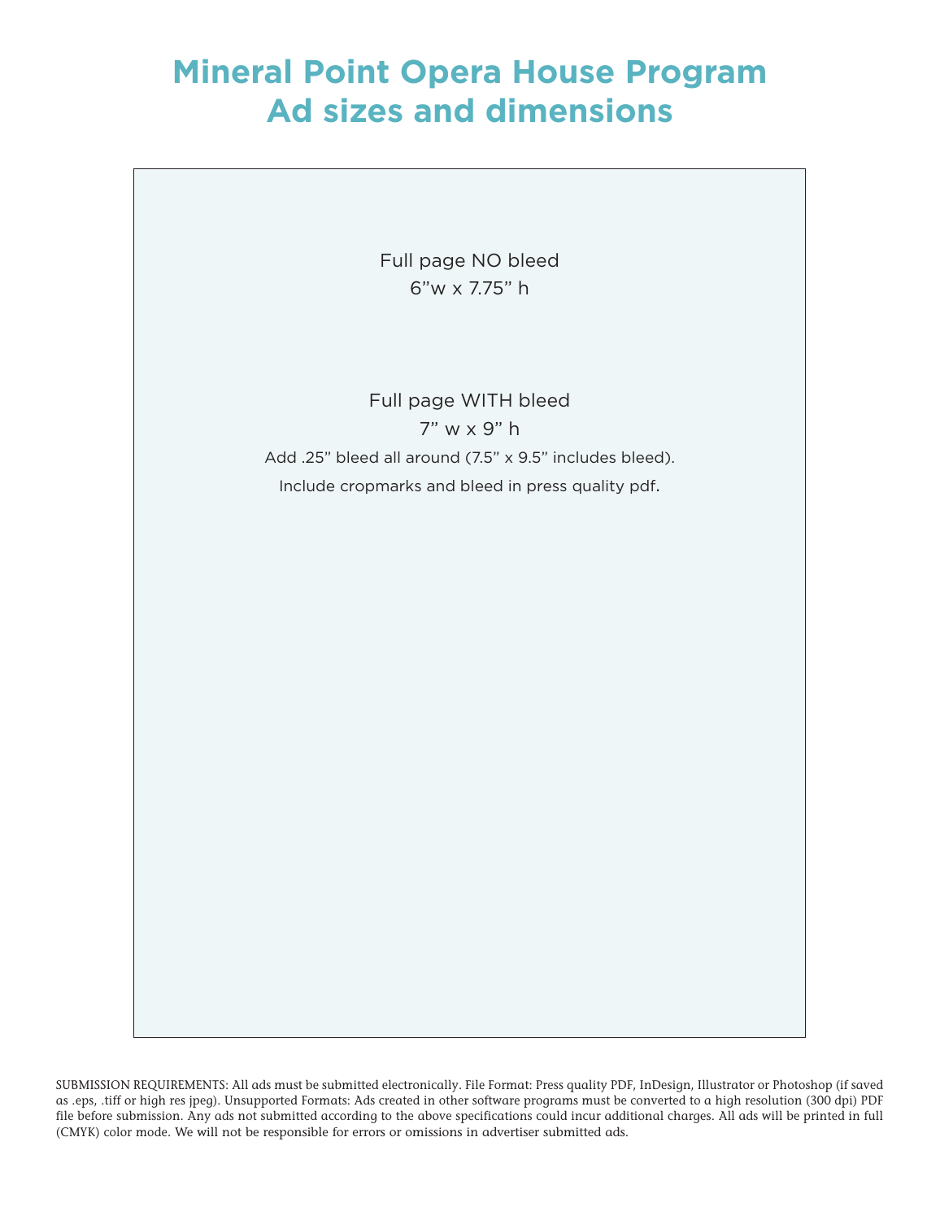# Mineral Point Opera House Program Ad sizes and dimensions

Full page NO bleed
6”w x 7.75” h

Full page WITH bleed
7” w x 9” h
Add .25” bleed all around (7.5” x 9.5” includes bleed).
Include cropmarks and bleed in press quality pdf.

SUBMISSION REQUIREMENTS: All ads must be submitted electronically. File Format: Press quality PDF, InDesign, Illustrator or Photoshop (if saved as .eps, .tiff or high res jpeg). Unsupported Formats: Ads created in other software programs must be converted to a high resolution (300 dpi) PDF file before submission. Any ads not submitted according to the above specifications could incur additional charges. All ads will be printed in full (CMYK) color mode. We will not be responsible for errors or omissions in advertiser submitted ads.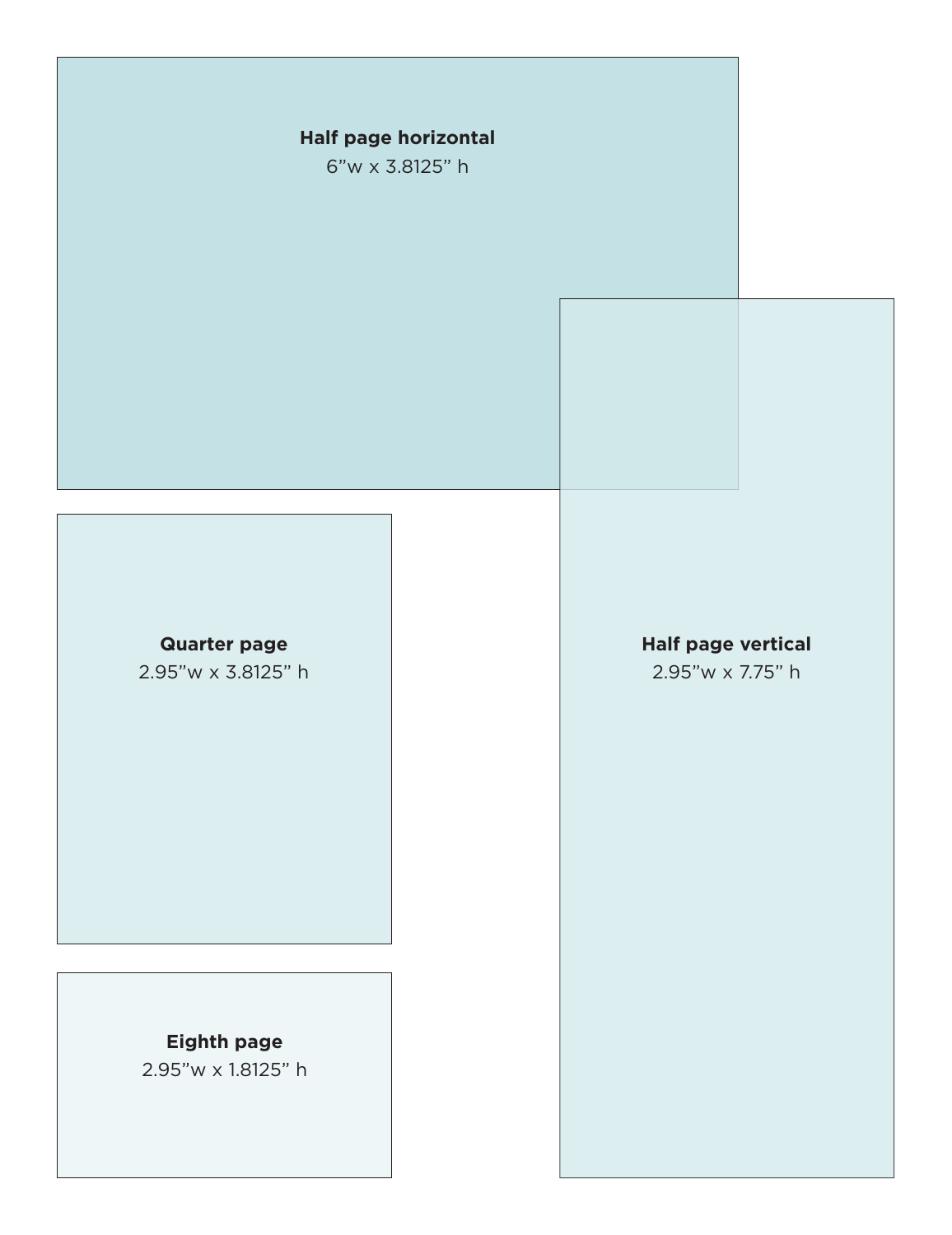**Half page horizontal**
6"w x 3.8125" h

**Quarter page**
2.95"w x 3.8125" h

**Half page vertical**
2.95"w x 7.75" h

**Eighth page**
2.95"w x 1.8125" h